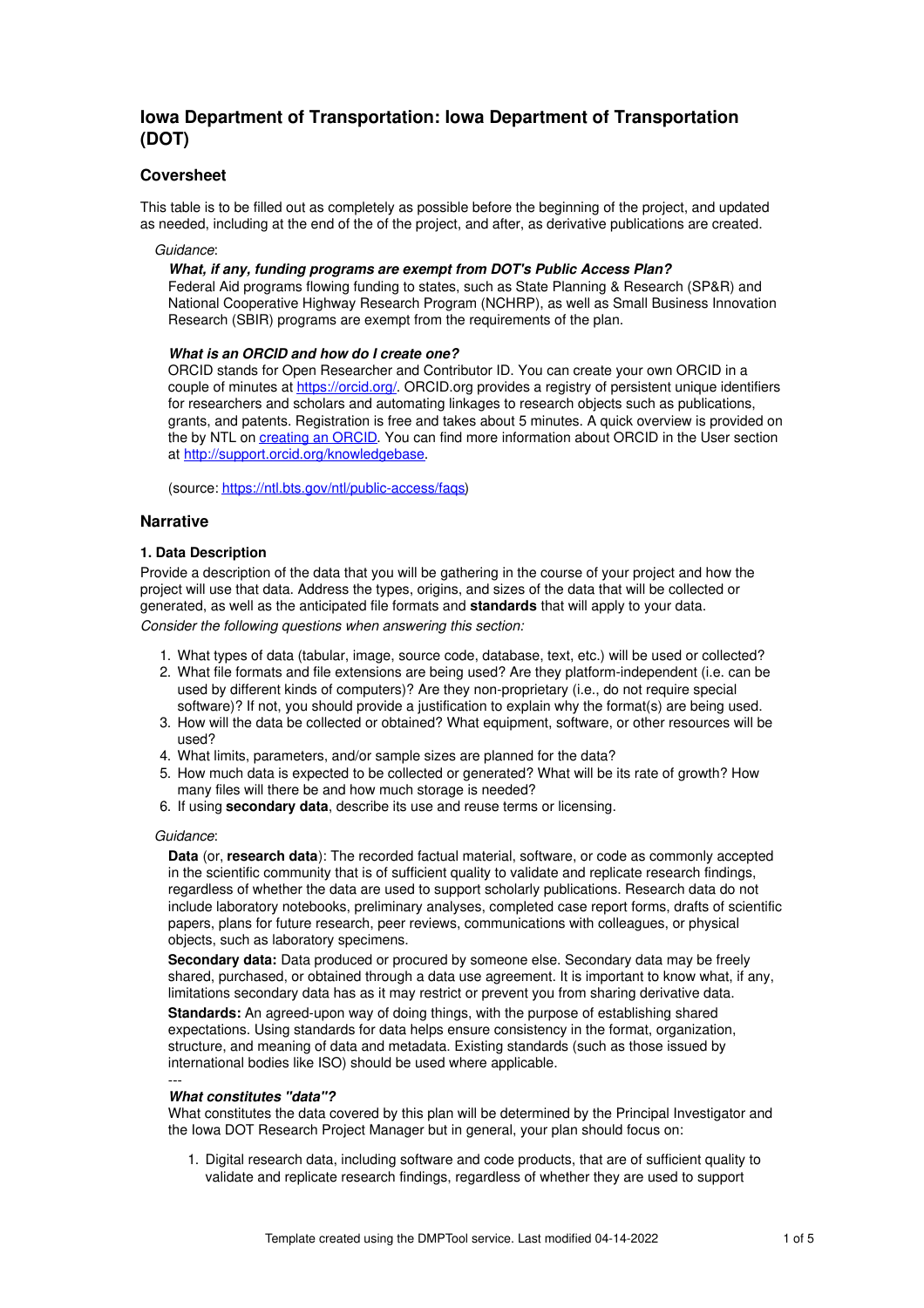# Iowa Department of Transportation: Iowa Department of Transportation (DOT)

## Coversheet

This table is to be filled out as completely as possible before the beginning of the project, and updated as needed, including at the end of the of the project, and after, as derivative publications are created.

*Guidance*:

***What, if any, funding programs are exempt from DOT's Public Access Plan?***
Federal Aid programs flowing funding to states, such as State Planning & Research (SP&R) and National Cooperative Highway Research Program (NCHRP), as well as Small Business Innovation Research (SBIR) programs are exempt from the requirements of the plan.

***What is an ORCID and how do I create one?***
ORCID stands for Open Researcher and Contributor ID. You can create your own ORCID in a couple of minutes at [https://orcid.org/](https://orcid.org/). ORCID.org provides a registry of persistent unique identifiers for researchers and scholars and automating linkages to research objects such as publications, grants, and patents. Registration is free and takes about 5 minutes. A quick overview is provided on the by NTL on creating an ORCID. You can find more information about ORCID in the User section at [http://support.orcid.org/knowledgebase](http://support.orcid.org/knowledgebase).

(source: [https://ntl.bts.gov/ntl/public-access/faqs](https://ntl.bts.gov/ntl/public-access/faqs))

## Narrative

### 1. Data Description

Provide a description of the data that you will be gathering in the course of your project and how the project will use that data. Address the types, origins, and sizes of the data that will be collected or generated, as well as the anticipated file formats and **standards** that will apply to your data.

*Consider the following questions when answering this section:*

1. What types of data (tabular, image, source code, database, text, etc.) will be used or collected?
2. What file formats and file extensions are being used? Are they platform-independent (i.e. can be used by different kinds of computers)? Are they non-proprietary (i.e., do not require special software)? If not, you should provide a justification to explain why the format(s) are being used.
3. How will the data be collected or obtained? What equipment, software, or other resources will be used?
4. What limits, parameters, and/or sample sizes are planned for the data?
5. How much data is expected to be collected or generated? What will be its rate of growth? How many files will there be and how much storage is needed?
6. If using **secondary data**, describe its use and reuse terms or licensing.

*Guidance*:

**Data** (or, **research data**): The recorded factual material, software, or code as commonly accepted in the scientific community that is of sufficient quality to validate and replicate research findings, regardless of whether the data are used to support scholarly publications. Research data do not include laboratory notebooks, preliminary analyses, completed case report forms, drafts of scientific papers, plans for future research, peer reviews, communications with colleagues, or physical objects, such as laboratory specimens.

**Secondary data:** Data produced or procured by someone else. Secondary data may be freely shared, purchased, or obtained through a data use agreement. It is important to know what, if any, limitations secondary data has as it may restrict or prevent you from sharing derivative data.

**Standards:** An agreed-upon way of doing things, with the purpose of establishing shared expectations. Using standards for data helps ensure consistency in the format, organization, structure, and meaning of data and metadata. Existing standards (such as those issued by international bodies like ISO) should be used where applicable.

---

***What constitutes "data"?***
What constitutes the data covered by this plan will be determined by the Principal Investigator and the Iowa DOT Research Project Manager but in general, your plan should focus on:

1. Digital research data, including software and code products, that are of sufficient quality to validate and replicate research findings, regardless of whether they are used to support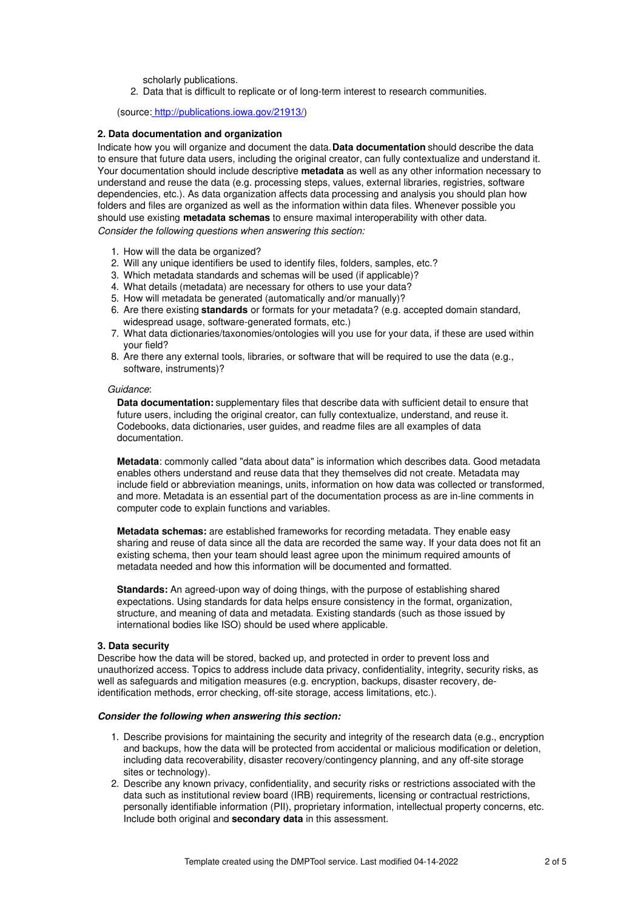scholarly publications.

2. Data that is difficult to replicate or of long-term interest to research communities.

(source: http://publications.iowa.gov/21913/)

**2. Data documentation and organization**

Indicate how you will organize and document the data. **Data documentation** should describe the data to ensure that future data users, including the original creator, can fully contextualize and understand it. Your documentation should include descriptive **metadata** as well as any other information necessary to understand and reuse the data (e.g. processing steps, values, external libraries, registries, software dependencies, etc.). As data organization affects data processing and analysis you should plan how folders and files are organized as well as the information within data files. Whenever possible you should use existing **metadata schemas** to ensure maximal interoperability with other data.

*Consider the following questions when answering this section:*

1. How will the data be organized?
2. Will any unique identifiers be used to identify files, folders, samples, etc.?
3. Which metadata standards and schemas will be used (if applicable)?
4. What details (metadata) are necessary for others to use your data?
5. How will metadata be generated (automatically and/or manually)?
6. Are there existing **standards** or formats for your metadata? (e.g. accepted domain standard, widespread usage, software-generated formats, etc.)
7. What data dictionaries/taxonomies/ontologies will you use for your data, if these are used within your field?
8. Are there any external tools, libraries, or software that will be required to use the data (e.g., software, instruments)?

*Guidance*:

**Data documentation:** supplementary files that describe data with sufficient detail to ensure that future users, including the original creator, can fully contextualize, understand, and reuse it. Codebooks, data dictionaries, user guides, and readme files are all examples of data documentation.

**Metadata**: commonly called "data about data" is information which describes data. Good metadata enables others understand and reuse data that they themselves did not create. Metadata may include field or abbreviation meanings, units, information on how data was collected or transformed, and more. Metadata is an essential part of the documentation process as are in-line comments in computer code to explain functions and variables.

**Metadata schemas:** are established frameworks for recording metadata. They enable easy sharing and reuse of data since all the data are recorded the same way. If your data does not fit an existing schema, then your team should least agree upon the minimum required amounts of metadata needed and how this information will be documented and formatted.

**Standards:** An agreed-upon way of doing things, with the purpose of establishing shared expectations. Using standards for data helps ensure consistency in the format, organization, structure, and meaning of data and metadata. Existing standards (such as those issued by international bodies like ISO) should be used where applicable.

**3. Data security**

Describe how the data will be stored, backed up, and protected in order to prevent loss and unauthorized access. Topics to address include data privacy, confidentiality, integrity, security risks, as well as safeguards and mitigation measures (e.g. encryption, backups, disaster recovery, de-identification methods, error checking, off-site storage, access limitations, etc.).

***Consider the following when answering this section:***

1. Describe provisions for maintaining the security and integrity of the research data (e.g., encryption and backups, how the data will be protected from accidental or malicious modification or deletion, including data recoverability, disaster recovery/contingency planning, and any off-site storage sites or technology).
2. Describe any known privacy, confidentiality, and security risks or restrictions associated with the data such as institutional review board (IRB) requirements, licensing or contractual restrictions, personally identifiable information (PII), proprietary information, intellectual property concerns, etc. Include both original and **secondary data** in this assessment.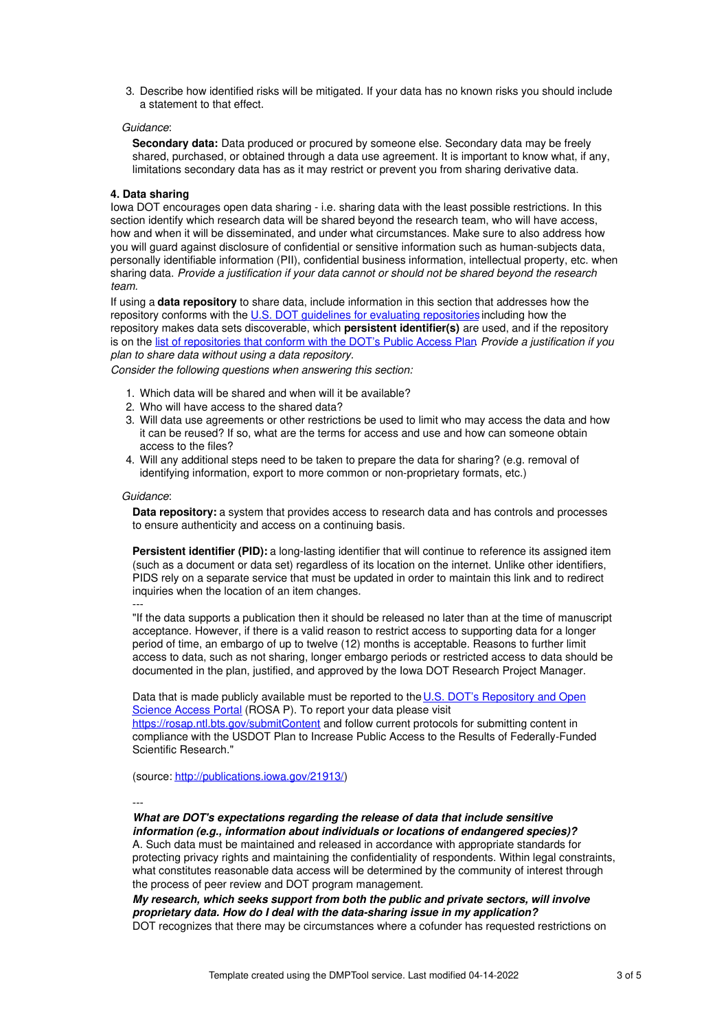3. Describe how identified risks will be mitigated. If your data has no known risks you should include a statement to that effect.

*Guidance*:

**Secondary data:** Data produced or procured by someone else. Secondary data may be freely shared, purchased, or obtained through a data use agreement. It is important to know what, if any, limitations secondary data has as it may restrict or prevent you from sharing derivative data.

**4. Data sharing**

Iowa DOT encourages open data sharing - i.e. sharing data with the least possible restrictions. In this section identify which research data will be shared beyond the research team, who will have access, how and when it will be disseminated, and under what circumstances. Make sure to also address how you will guard against disclosure of confidential or sensitive information such as human-subjects data, personally identifiable information (PII), confidential business information, intellectual property, etc. when sharing data. *Provide a justification if your data cannot or should not be shared beyond the research team.*

If using a **data repository** to share data, include information in this section that addresses how the repository conforms with the [U.S. DOT guidelines for evaluating repositories]() including how the repository makes data sets discoverable, which **persistent identifier(s)** are used, and if the repository is on the [list of repositories that conform with the DOT's Public Access Plan]() *Provide a justification if you plan to share data without using a data repository.*

*Consider the following questions when answering this section:*

1. Which data will be shared and when will it be available?
2. Who will have access to the shared data?
3. Will data use agreements or other restrictions be used to limit who may access the data and how it can be reused? If so, what are the terms for access and use and how can someone obtain access to the files?
4. Will any additional steps need to be taken to prepare the data for sharing? (e.g. removal of identifying information, export to more common or non-proprietary formats, etc.)

*Guidance*:

**Data repository:** a system that provides access to research data and has controls and processes to ensure authenticity and access on a continuing basis.

**Persistent identifier (PID):** a long-lasting identifier that will continue to reference its assigned item (such as a document or data set) regardless of its location on the internet. Unlike other identifiers, PIDS rely on a separate service that must be updated in order to maintain this link and to redirect inquiries when the location of an item changes.

---

"If the data supports a publication then it should be released no later than at the time of manuscript acceptance. However, if there is a valid reason to restrict access to supporting data for a longer period of time, an embargo of up to twelve (12) months is acceptable. Reasons to further limit access to data, such as not sharing, longer embargo periods or restricted access to data should be documented in the plan, justified, and approved by the Iowa DOT Research Project Manager.

Data that is made publicly available must be reported to the [U.S. DOT's Repository and Open Science Access Portal]() (ROSA P). To report your data please visit https://rosap.ntl.bts.gov/submitContent and follow current protocols for submitting content in compliance with the USDOT Plan to Increase Public Access to the Results of Federally-Funded Scientific Research."

(source: http://publications.iowa.gov/21913/)

---

***What are DOT's expectations regarding the release of data that include sensitive information (e.g., information about individuals or locations of endangered species)?***

A. Such data must be maintained and released in accordance with appropriate standards for protecting privacy rights and maintaining the confidentiality of respondents. Within legal constraints, what constitutes reasonable data access will be determined by the community of interest through the process of peer review and DOT program management.

***My research, which seeks support from both the public and private sectors, will involve proprietary data. How do I deal with the data-sharing issue in my application?***

DOT recognizes that there may be circumstances where a cofunder has requested restrictions on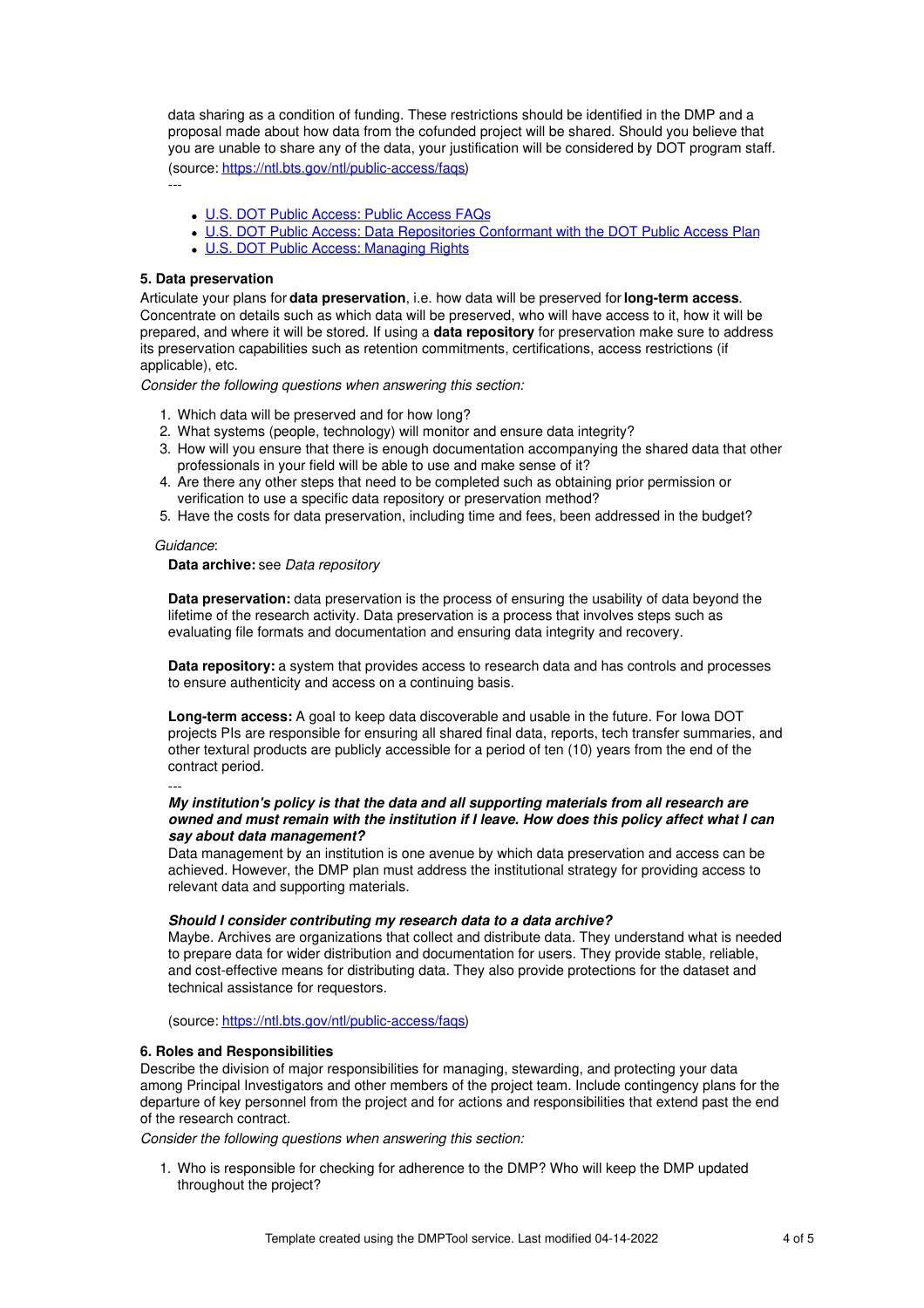data sharing as a condition of funding. These restrictions should be identified in the DMP and a proposal made about how data from the cofunded project will be shared. Should you believe that you are unable to share any of the data, your justification will be considered by DOT program staff.

(source: https://ntl.bts.gov/ntl/public-access/faqs)

---

- U.S. DOT Public Access: Public Access FAQs
- U.S. DOT Public Access: Data Repositories Conformant with the DOT Public Access Plan
- U.S. DOT Public Access: Managing Rights

**5. Data preservation**

Articulate your plans for **data preservation**, i.e. how data will be preserved for **long-term access**. Concentrate on details such as which data will be preserved, who will have access to it, how it will be prepared, and where it will be stored. If using a **data repository** for preservation make sure to address its preservation capabilities such as retention commitments, certifications, access restrictions (if applicable), etc.

*Consider the following questions when answering this section:*

1. Which data will be preserved and for how long?
2. What systems (people, technology) will monitor and ensure data integrity?
3. How will you ensure that there is enough documentation accompanying the shared data that other professionals in your field will be able to use and make sense of it?
4. Are there any other steps that need to be completed such as obtaining prior permission or verification to use a specific data repository or preservation method?
5. Have the costs for data preservation, including time and fees, been addressed in the budget?

*Guidance*:

**Data archive:** see *Data repository*

**Data preservation:** data preservation is the process of ensuring the usability of data beyond the lifetime of the research activity. Data preservation is a process that involves steps such as evaluating file formats and documentation and ensuring data integrity and recovery.

**Data repository:** a system that provides access to research data and has controls and processes to ensure authenticity and access on a continuing basis.

**Long-term access:** A goal to keep data discoverable and usable in the future. For Iowa DOT projects PIs are responsible for ensuring all shared final data, reports, tech transfer summaries, and other textural products are publicly accessible for a period of ten (10) years from the end of the contract period.

---

***My institution's policy is that the data and all supporting materials from all research are owned and must remain with the institution if I leave. How does this policy affect what I can say about data management?***

Data management by an institution is one avenue by which data preservation and access can be achieved. However, the DMP plan must address the institutional strategy for providing access to relevant data and supporting materials.

***Should I consider contributing my research data to a data archive?***

Maybe. Archives are organizations that collect and distribute data. They understand what is needed to prepare data for wider distribution and documentation for users. They provide stable, reliable, and cost-effective means for distributing data. They also provide protections for the dataset and technical assistance for requestors.

(source: https://ntl.bts.gov/ntl/public-access/faqs)

**6. Roles and Responsibilities**

Describe the division of major responsibilities for managing, stewarding, and protecting your data among Principal Investigators and other members of the project team. Include contingency plans for the departure of key personnel from the project and for actions and responsibilities that extend past the end of the research contract.

*Consider the following questions when answering this section:*

1. Who is responsible for checking for adherence to the DMP? Who will keep the DMP updated throughout the project?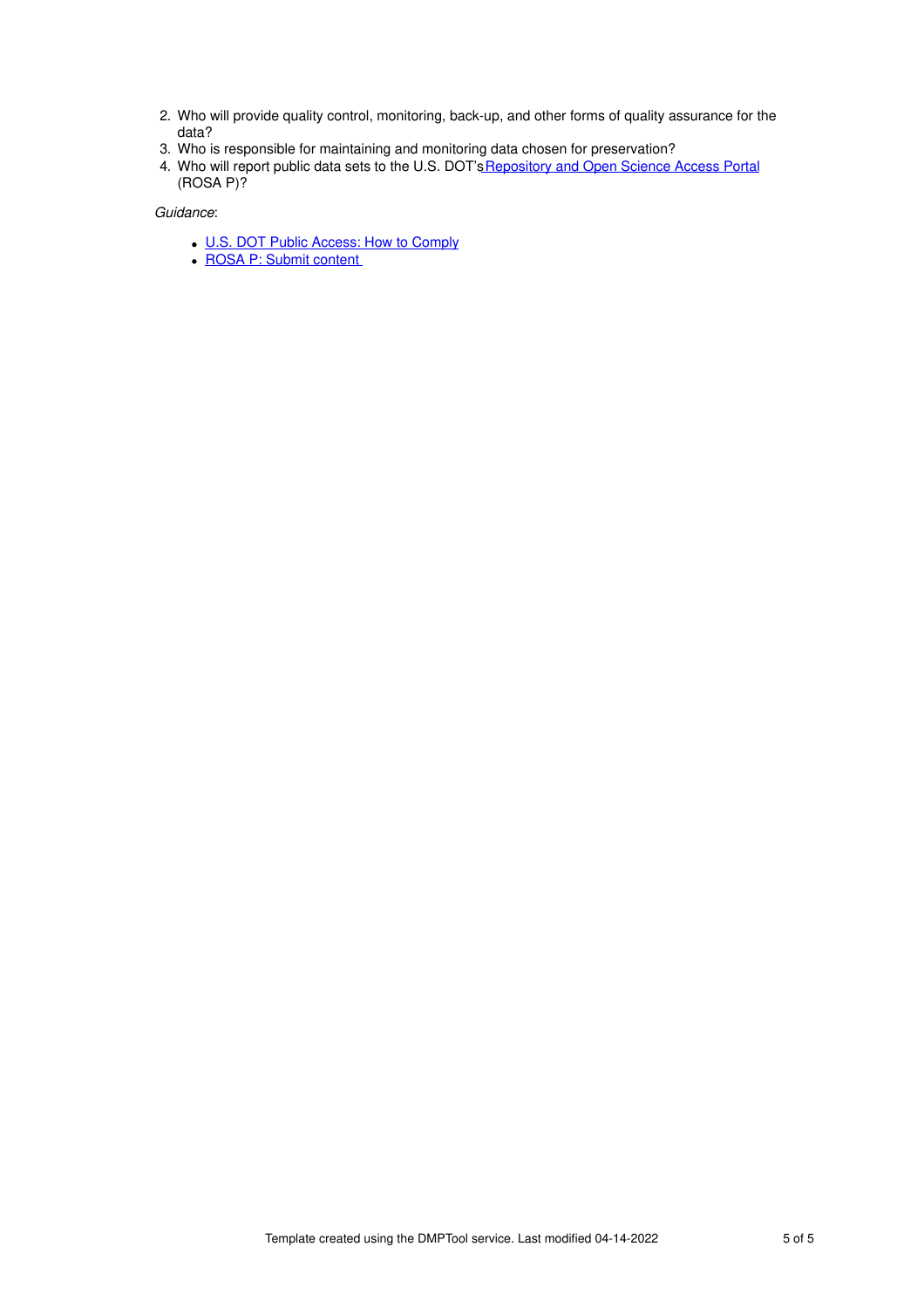2. Who will provide quality control, monitoring, back-up, and other forms of quality assurance for the data?
3. Who is responsible for maintaining and monitoring data chosen for preservation?
4. Who will report public data sets to the U.S. DOT's Repository and Open Science Access Portal (ROSA P)?

*Guidance*:

- U.S. DOT Public Access: How to Comply
- ROSA P: Submit content

Template created using the DMPTool service. Last modified 04-14-2022